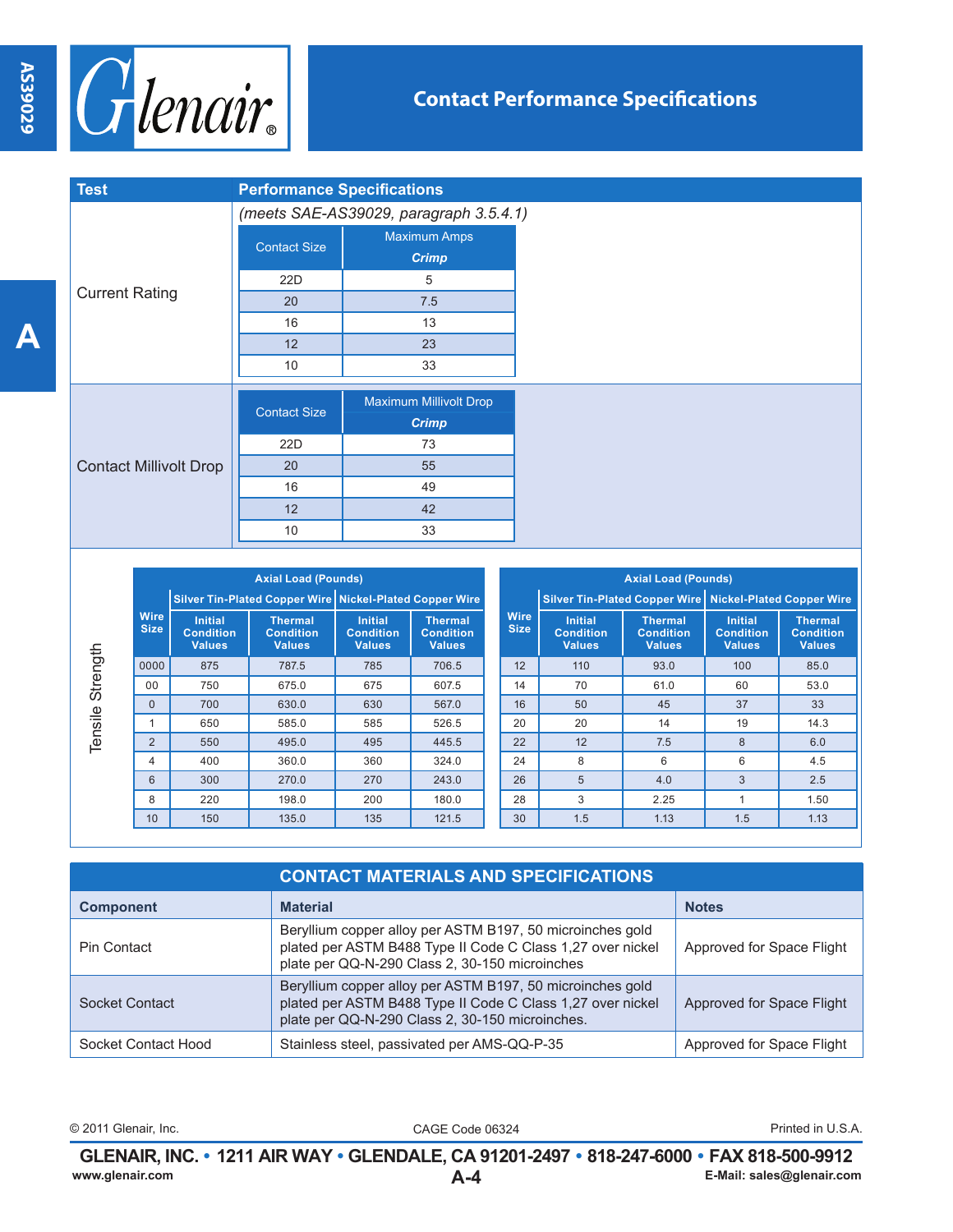# Contact Performance Specifications

| Test | Performance Specifications |
| --- | --- |
| Current Rating | *(meets SAE-AS39029, paragraph 3.5.4.1)* |

| Contact Size | Maximum Amps *Crimp* |
| --- | --- |
| 22D | 5 |
| 20 | 7.5 |
| 16 | 13 |
| 12 | 23 |
| 10 | 33 |

**Contact Millivolt Drop**

| Contact Size | Maximum Millivolt Drop *Crimp* |
| --- | --- |
| 22D | 73 |
| 20 | 55 |
| 16 | 49 |
| 12 | 42 |
| 10 | 33 |

**Tensile Strength**

| Wire Size | Axial Load (Pounds) | | | |
| --- | --- | --- | --- | --- |
| | Silver Tin-Plated Copper Wire | | Nickel-Plated Copper Wire | |
| | Initial Condition Values | Thermal Condition Values | Initial Condition Values | Thermal Condition Values |
| 0000 | 875 | 787.5 | 785 | 706.5 |
| 00 | 750 | 675.0 | 675 | 607.5 |
| 0 | 700 | 630.0 | 630 | 567.0 |
| 1 | 650 | 585.0 | 585 | 526.5 |
| 2 | 550 | 495.0 | 495 | 445.5 |
| 4 | 400 | 360.0 | 360 | 324.0 |
| 6 | 300 | 270.0 | 270 | 243.0 |
| 8 | 220 | 198.0 | 200 | 180.0 |
| 10 | 150 | 135.0 | 135 | 121.5 |

| Wire Size | Axial Load (Pounds) | | | |
| --- | --- | --- | --- | --- |
| | Silver Tin-Plated Copper Wire | | Nickel-Plated Copper Wire | |
| | Initial Condition Values | Thermal Condition Values | Initial Condition Values | Thermal Condition Values |
| 12 | 110 | 93.0 | 100 | 85.0 |
| 14 | 70 | 61.0 | 60 | 53.0 |
| 16 | 50 | 45 | 37 | 33 |
| 20 | 20 | 14 | 19 | 14.3 |
| 22 | 12 | 7.5 | 8 | 6.0 |
| 24 | 8 | 6 | 6 | 4.5 |
| 26 | 5 | 4.0 | 3 | 2.5 |
| 28 | 3 | 2.25 | 1 | 1.50 |
| 30 | 1.5 | 1.13 | 1.5 | 1.13 |

## CONTACT MATERIALS AND SPECIFICATIONS

| Component | Material | Notes |
| --- | --- | --- |
| Pin Contact | Beryllium copper alloy per ASTM B197, 50 microinches gold plated per ASTM B488 Type II Code C Class 1,27 over nickel plate per QQ-N-290 Class 2, 30-150 microinches | Approved for Space Flight |
| Socket Contact | Beryllium copper alloy per ASTM B197, 50 microinches gold plated per ASTM B488 Type II Code C Class 1,27 over nickel plate per QQ-N-290 Class 2, 30-150 microinches. | Approved for Space Flight |
| Socket Contact Hood | Stainless steel, passivated per AMS-QQ-P-35 | Approved for Space Flight |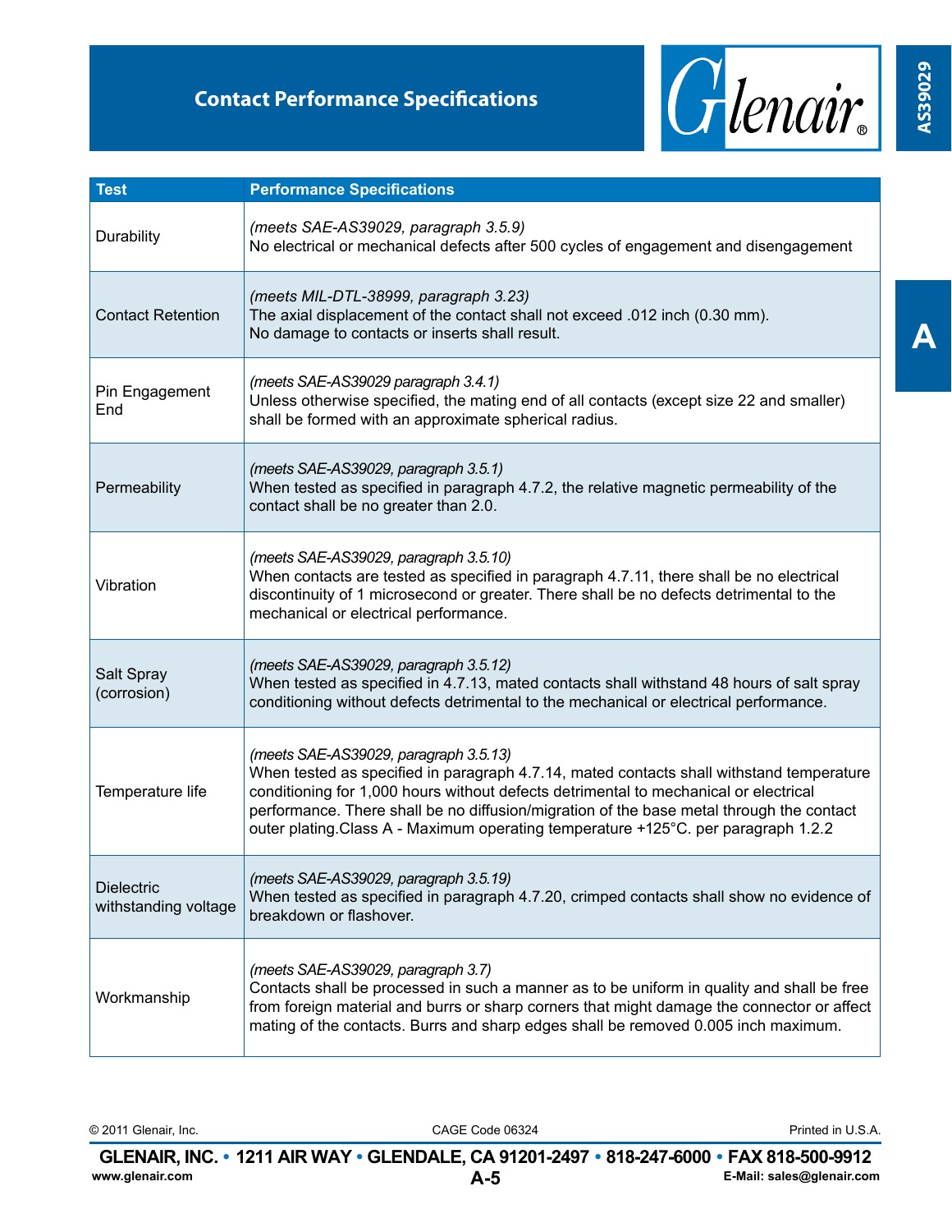# Contact Performance Specifications

| Test | Performance Specifications |
|---|---|
| Durability | *(meets SAE-AS39029, paragraph 3.5.9)*<br>No electrical or mechanical defects after 500 cycles of engagement and disengagement |
| Contact Retention | *(meets MIL-DTL-38999, paragraph 3.23)*<br>The axial displacement of the contact shall not exceed .012 inch (0.30 mm).<br>No damage to contacts or inserts shall result. |
| Pin Engagement End | *(meets SAE-AS39029 paragraph 3.4.1)*<br>Unless otherwise specified, the mating end of all contacts (except size 22 and smaller) shall be formed with an approximate spherical radius. |
| Permeability | *(meets SAE-AS39029, paragraph 3.5.1)*<br>When tested as specified in paragraph 4.7.2, the relative magnetic permeability of the contact shall be no greater than 2.0. |
| Vibration | *(meets SAE-AS39029, paragraph 3.5.10)*<br>When contacts are tested as specified in paragraph 4.7.11, there shall be no electrical discontinuity of 1 microsecond or greater. There shall be no defects detrimental to the mechanical or electrical performance. |
| Salt Spray (corrosion) | *(meets SAE-AS39029, paragraph 3.5.12)*<br>When tested as specified in 4.7.13, mated contacts shall withstand 48 hours of salt spray conditioning without defects detrimental to the mechanical or electrical performance. |
| Temperature life | *(meets SAE-AS39029, paragraph 3.5.13)*<br>When tested as specified in paragraph 4.7.14, mated contacts shall withstand temperature conditioning for 1,000 hours without defects detrimental to mechanical or electrical performance. There shall be no diffusion/migration of the base metal through the contact outer plating.Class A - Maximum operating temperature +125°C. per paragraph 1.2.2 |
| Dielectric withstanding voltage | *(meets SAE-AS39029, paragraph 3.5.19)*<br>When tested as specified in paragraph 4.7.20, crimped contacts shall show no evidence of breakdown or flashover. |
| Workmanship | *(meets SAE-AS39029, paragraph 3.7)*<br>Contacts shall be processed in such a manner as to be uniform in quality and shall be free from foreign material and burrs or sharp corners that might damage the connector or affect mating of the contacts. Burrs and sharp edges shall be removed 0.005 inch maximum. |